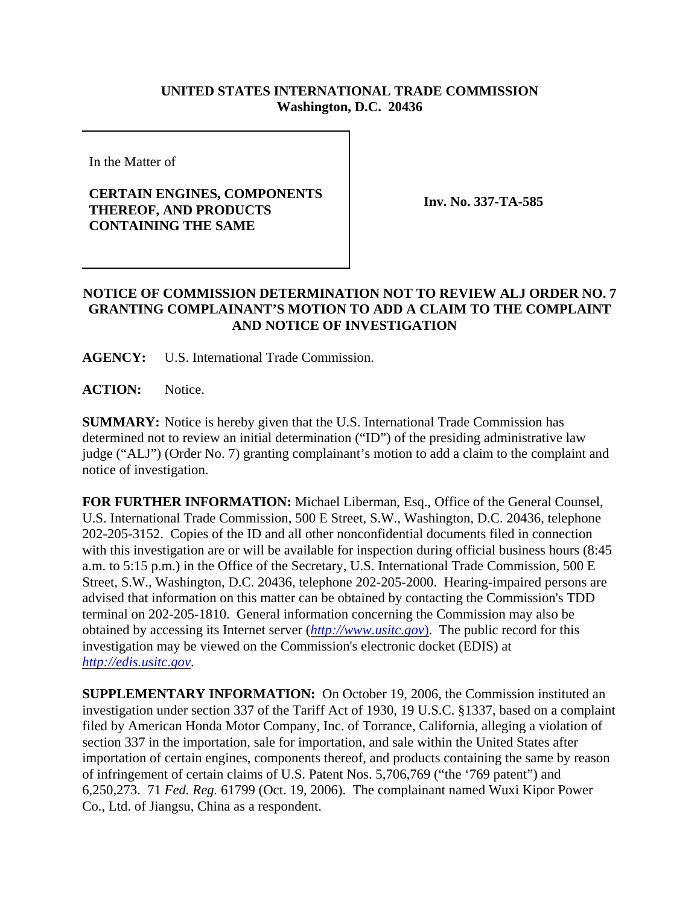**UNITED STATES INTERNATIONAL TRADE COMMISSION**
**Washington, D.C. 20436**

| In the Matter of<br><br>**CERTAIN ENGINES, COMPONENTS THEREOF, AND PRODUCTS CONTAINING THE SAME** | **Inv. No. 337-TA-585** |
|---|---|

# NOTICE OF COMMISSION DETERMINATION NOT TO REVIEW ALJ ORDER NO. 7 GRANTING COMPLAINANT'S MOTION TO ADD A CLAIM TO THE COMPLAINT AND NOTICE OF INVESTIGATION

**AGENCY:** U.S. International Trade Commission.

**ACTION:** Notice.

**SUMMARY:** Notice is hereby given that the U.S. International Trade Commission has determined not to review an initial determination ("ID") of the presiding administrative law judge ("ALJ") (Order No. 7) granting complainant's motion to add a claim to the complaint and notice of investigation.

**FOR FURTHER INFORMATION:** Michael Liberman, Esq., Office of the General Counsel, U.S. International Trade Commission, 500 E Street, S.W., Washington, D.C. 20436, telephone 202-205-3152. Copies of the ID and all other nonconfidential documents filed in connection with this investigation are or will be available for inspection during official business hours (8:45 a.m. to 5:15 p.m.) in the Office of the Secretary, U.S. International Trade Commission, 500 E Street, S.W., Washington, D.C. 20436, telephone 202-205-2000. Hearing-impaired persons are advised that information on this matter can be obtained by contacting the Commission's TDD terminal on 202-205-1810. General information concerning the Commission may also be obtained by accessing its Internet server (*http://www.usitc.gov*). The public record for this investigation may be viewed on the Commission's electronic docket (EDIS) at *http://edis.usitc.gov*.

**SUPPLEMENTARY INFORMATION:** On October 19, 2006, the Commission instituted an investigation under section 337 of the Tariff Act of 1930, 19 U.S.C. §1337, based on a complaint filed by American Honda Motor Company, Inc. of Torrance, California, alleging a violation of section 337 in the importation, sale for importation, and sale within the United States after importation of certain engines, components thereof, and products containing the same by reason of infringement of certain claims of U.S. Patent Nos. 5,706,769 ("the '769 patent") and 6,250,273. 71 *Fed. Reg.* 61799 (Oct. 19, 2006). The complainant named Wuxi Kipor Power Co., Ltd. of Jiangsu, China as a respondent.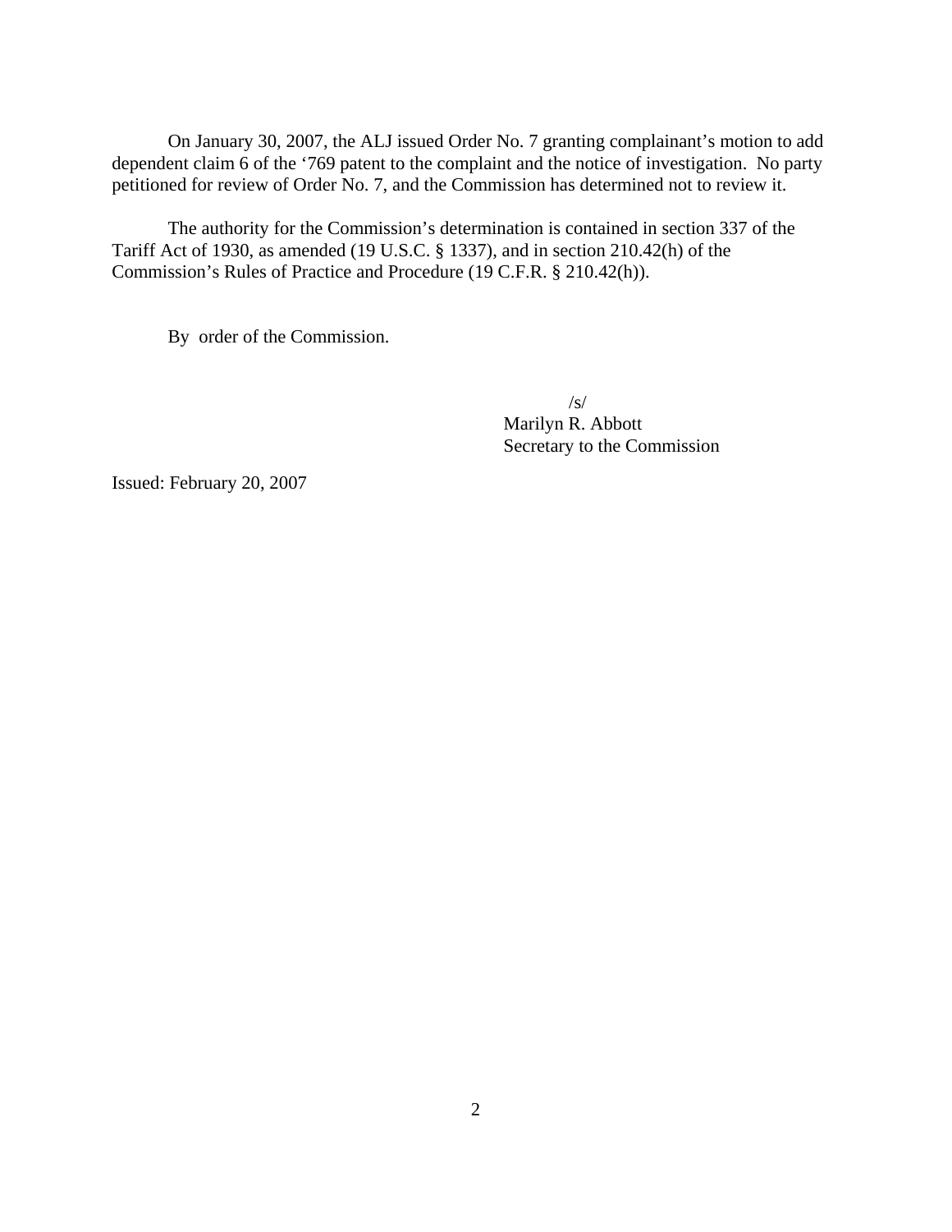On January 30, 2007, the ALJ issued Order No. 7 granting complainant's motion to add dependent claim 6 of the '769 patent to the complaint and the notice of investigation. No party petitioned for review of Order No. 7, and the Commission has determined not to review it.

The authority for the Commission's determination is contained in section 337 of the Tariff Act of 1930, as amended (19 U.S.C. § 1337), and in section 210.42(h) of the Commission's Rules of Practice and Procedure (19 C.F.R. § 210.42(h)).

By order of the Commission.

/s/
Marilyn R. Abbott
Secretary to the Commission

Issued: February 20, 2007